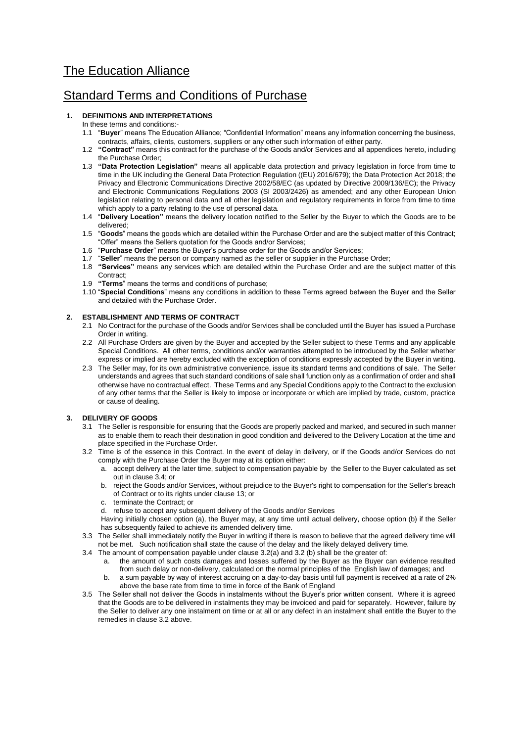# The Education Alliance

# Standard Terms and Conditions of Purchase

## 1. DEFINITIONS AND INTERPRETATIONS

In these terms and conditions:-

1.1 "**Buyer**" means The Education Alliance; "Confidential Information" means any information concerning the business, contracts, affairs, clients, customers, suppliers or any other such information of either party.

1.2 **"Contract"** means this contract for the purchase of the Goods and/or Services and all appendices hereto, including the Purchase Order;

1.3 **"Data Protection Legislation"** means all applicable data protection and privacy legislation in force from time to time in the UK including the General Data Protection Regulation ((EU) 2016/679); the Data Protection Act 2018; the Privacy and Electronic Communications Directive 2002/58/EC (as updated by Directive 2009/136/EC); the Privacy and Electronic Communications Regulations 2003 (SI 2003/2426) as amended; and any other European Union legislation relating to personal data and all other legislation and regulatory requirements in force from time to time which apply to a party relating to the use of personal data.

1.4 "**Delivery Location"** means the delivery location notified to the Seller by the Buyer to which the Goods are to be delivered;

1.5 "**Goods**" means the goods which are detailed within the Purchase Order and are the subject matter of this Contract; "Offer" means the Sellers quotation for the Goods and/or Services;

1.6 "**Purchase Order**" means the Buyer's purchase order for the Goods and/or Services;

1.7 "**Seller**" means the person or company named as the seller or supplier in the Purchase Order;

1.8 **"Services"** means any services which are detailed within the Purchase Order and are the subject matter of this Contract;

1.9 **"Terms**" means the terms and conditions of purchase;

1.10 "**Special Conditions**" means any conditions in addition to these Terms agreed between the Buyer and the Seller and detailed with the Purchase Order.

## 2. ESTABLISHMENT AND TERMS OF CONTRACT

2.1 No Contract for the purchase of the Goods and/or Services shall be concluded until the Buyer has issued a Purchase Order in writing.

2.2 All Purchase Orders are given by the Buyer and accepted by the Seller subject to these Terms and any applicable Special Conditions. All other terms, conditions and/or warranties attempted to be introduced by the Seller whether express or implied are hereby excluded with the exception of conditions expressly accepted by the Buyer in writing.

2.3 The Seller may, for its own administrative convenience, issue its standard terms and conditions of sale. The Seller understands and agrees that such standard conditions of sale shall function only as a confirmation of order and shall otherwise have no contractual effect. These Terms and any Special Conditions apply to the Contract to the exclusion of any other terms that the Seller is likely to impose or incorporate or which are implied by trade, custom, practice or cause of dealing.

## 3. DELIVERY OF GOODS

3.1 The Seller is responsible for ensuring that the Goods are properly packed and marked, and secured in such manner as to enable them to reach their destination in good condition and delivered to the Delivery Location at the time and place specified in the Purchase Order.

3.2 Time is of the essence in this Contract. In the event of delay in delivery, or if the Goods and/or Services do not comply with the Purchase Order the Buyer may at its option either:

a. accept delivery at the later time, subject to compensation payable by the Seller to the Buyer calculated as set out in clause 3.4; or

b. reject the Goods and/or Services, without prejudice to the Buyer's right to compensation for the Seller's breach of Contract or to its rights under clause 13; or

c. terminate the Contract; or

d. refuse to accept any subsequent delivery of the Goods and/or Services

Having initially chosen option (a), the Buyer may, at any time until actual delivery, choose option (b) if the Seller has subsequently failed to achieve its amended delivery time.

3.3 The Seller shall immediately notify the Buyer in writing if there is reason to believe that the agreed delivery time will not be met. Such notification shall state the cause of the delay and the likely delayed delivery time.

3.4 The amount of compensation payable under clause 3.2(a) and 3.2 (b) shall be the greater of:

a. the amount of such costs damages and losses suffered by the Buyer as the Buyer can evidence resulted from such delay or non-delivery, calculated on the normal principles of the English law of damages; and

b. a sum payable by way of interest accruing on a day-to-day basis until full payment is received at a rate of 2% above the base rate from time to time in force of the Bank of England

3.5 The Seller shall not deliver the Goods in instalments without the Buyer's prior written consent. Where it is agreed that the Goods are to be delivered in instalments they may be invoiced and paid for separately. However, failure by the Seller to deliver any one instalment on time or at all or any defect in an instalment shall entitle the Buyer to the remedies in clause 3.2 above.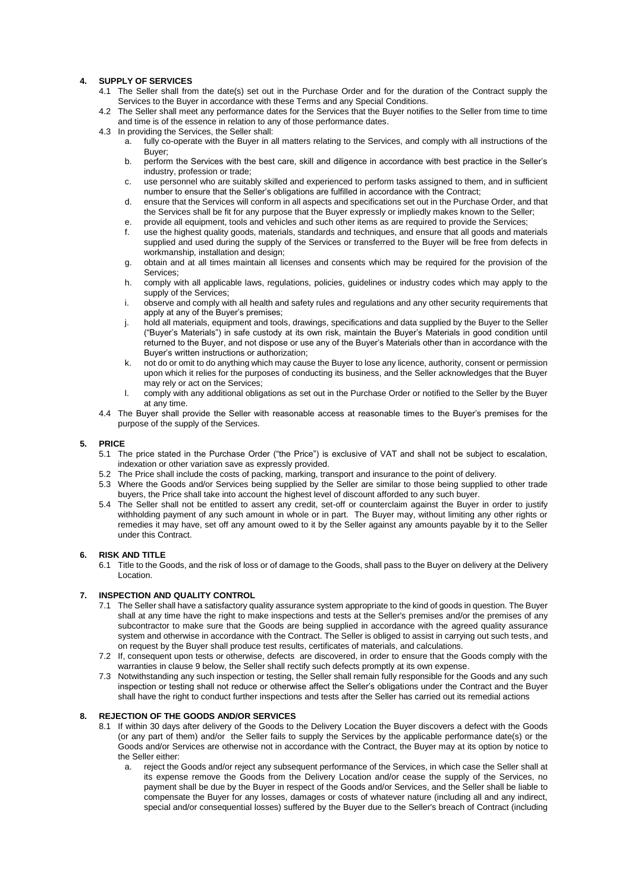## 4. SUPPLY OF SERVICES

4.1 The Seller shall from the date(s) set out in the Purchase Order and for the duration of the Contract supply the Services to the Buyer in accordance with these Terms and any Special Conditions.

4.2 The Seller shall meet any performance dates for the Services that the Buyer notifies to the Seller from time to time and time is of the essence in relation to any of those performance dates.

4.3 In providing the Services, the Seller shall:

a. fully co-operate with the Buyer in all matters relating to the Services, and comply with all instructions of the Buyer;

b. perform the Services with the best care, skill and diligence in accordance with best practice in the Seller's industry, profession or trade;

c. use personnel who are suitably skilled and experienced to perform tasks assigned to them, and in sufficient number to ensure that the Seller's obligations are fulfilled in accordance with the Contract;

d. ensure that the Services will conform in all aspects and specifications set out in the Purchase Order, and that the Services shall be fit for any purpose that the Buyer expressly or impliedly makes known to the Seller;

e. provide all equipment, tools and vehicles and such other items as are required to provide the Services;

f. use the highest quality goods, materials, standards and techniques, and ensure that all goods and materials supplied and used during the supply of the Services or transferred to the Buyer will be free from defects in workmanship, installation and design;

g. obtain and at all times maintain all licenses and consents which may be required for the provision of the Services;

h. comply with all applicable laws, regulations, policies, guidelines or industry codes which may apply to the supply of the Services;

i. observe and comply with all health and safety rules and regulations and any other security requirements that apply at any of the Buyer's premises;

j. hold all materials, equipment and tools, drawings, specifications and data supplied by the Buyer to the Seller ("Buyer's Materials") in safe custody at its own risk, maintain the Buyer's Materials in good condition until returned to the Buyer, and not dispose or use any of the Buyer's Materials other than in accordance with the Buyer's written instructions or authorization;

k. not do or omit to do anything which may cause the Buyer to lose any licence, authority, consent or permission upon which it relies for the purposes of conducting its business, and the Seller acknowledges that the Buyer may rely or act on the Services;

l. comply with any additional obligations as set out in the Purchase Order or notified to the Seller by the Buyer at any time.

4.4 The Buyer shall provide the Seller with reasonable access at reasonable times to the Buyer's premises for the purpose of the supply of the Services.

## 5. PRICE

5.1 The price stated in the Purchase Order ("the Price") is exclusive of VAT and shall not be subject to escalation, indexation or other variation save as expressly provided.

5.2 The Price shall include the costs of packing, marking, transport and insurance to the point of delivery.

5.3 Where the Goods and/or Services being supplied by the Seller are similar to those being supplied to other trade buyers, the Price shall take into account the highest level of discount afforded to any such buyer.

5.4 The Seller shall not be entitled to assert any credit, set-off or counterclaim against the Buyer in order to justify withholding payment of any such amount in whole or in part. The Buyer may, without limiting any other rights or remedies it may have, set off any amount owed to it by the Seller against any amounts payable by it to the Seller under this Contract.

## 6. RISK AND TITLE

6.1 Title to the Goods, and the risk of loss or of damage to the Goods, shall pass to the Buyer on delivery at the Delivery Location.

## 7. INSPECTION AND QUALITY CONTROL

7.1 The Seller shall have a satisfactory quality assurance system appropriate to the kind of goods in question. The Buyer shall at any time have the right to make inspections and tests at the Seller's premises and/or the premises of any subcontractor to make sure that the Goods are being supplied in accordance with the agreed quality assurance system and otherwise in accordance with the Contract. The Seller is obliged to assist in carrying out such tests, and on request by the Buyer shall produce test results, certificates of materials, and calculations.

7.2 If, consequent upon tests or otherwise, defects are discovered, in order to ensure that the Goods comply with the warranties in clause 9 below, the Seller shall rectify such defects promptly at its own expense.

7.3 Notwithstanding any such inspection or testing, the Seller shall remain fully responsible for the Goods and any such inspection or testing shall not reduce or otherwise affect the Seller's obligations under the Contract and the Buyer shall have the right to conduct further inspections and tests after the Seller has carried out its remedial actions

## 8. REJECTION OF THE GOODS AND/OR SERVICES

8.1 If within 30 days after delivery of the Goods to the Delivery Location the Buyer discovers a defect with the Goods (or any part of them) and/or the Seller fails to supply the Services by the applicable performance date(s) or the Goods and/or Services are otherwise not in accordance with the Contract, the Buyer may at its option by notice to the Seller either:

a. reject the Goods and/or reject any subsequent performance of the Services, in which case the Seller shall at its expense remove the Goods from the Delivery Location and/or cease the supply of the Services, no payment shall be due by the Buyer in respect of the Goods and/or Services, and the Seller shall be liable to compensate the Buyer for any losses, damages or costs of whatever nature (including all and any indirect, special and/or consequential losses) suffered by the Buyer due to the Seller's breach of Contract (including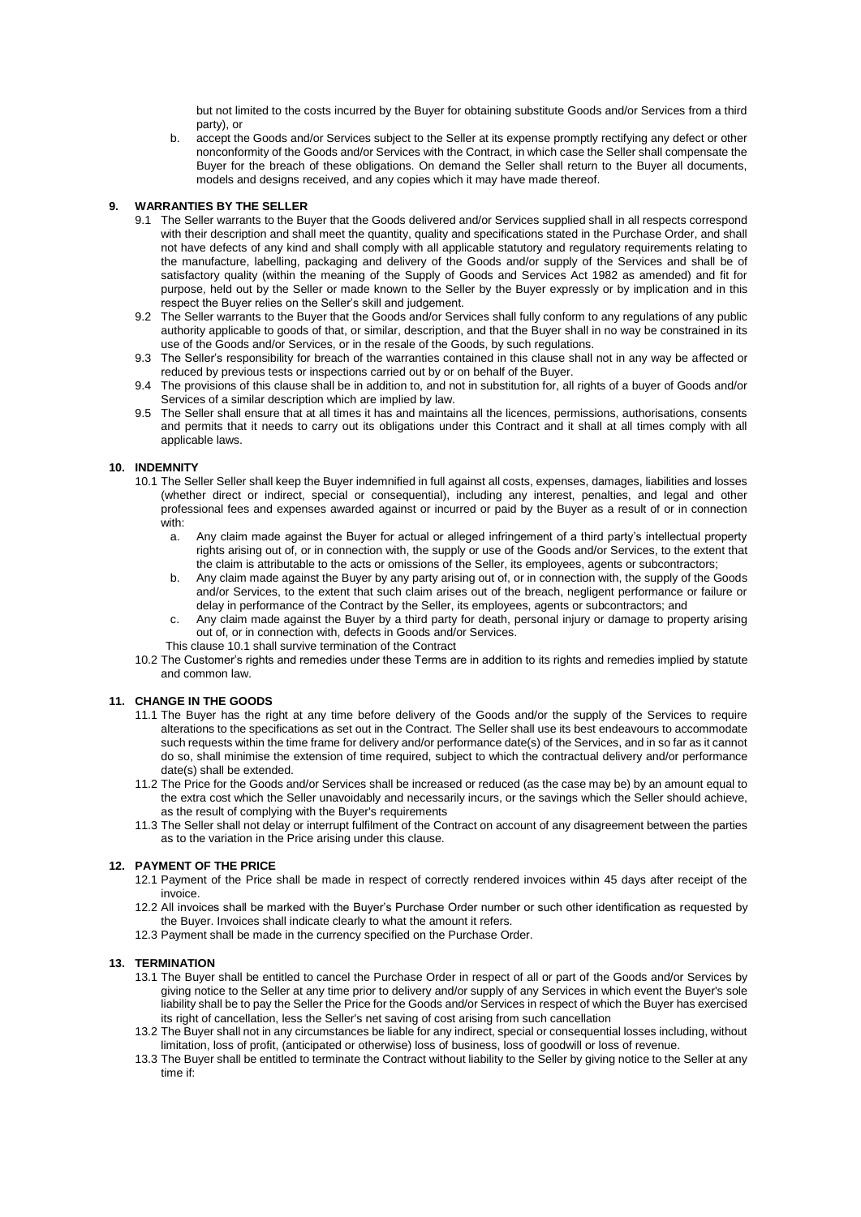but not limited to the costs incurred by the Buyer for obtaining substitute Goods and/or Services from a third party), or

b. accept the Goods and/or Services subject to the Seller at its expense promptly rectifying any defect or other nonconformity of the Goods and/or Services with the Contract, in which case the Seller shall compensate the Buyer for the breach of these obligations. On demand the Seller shall return to the Buyer all documents, models and designs received, and any copies which it may have made thereof.

## 9. WARRANTIES BY THE SELLER

9.1 The Seller warrants to the Buyer that the Goods delivered and/or Services supplied shall in all respects correspond with their description and shall meet the quantity, quality and specifications stated in the Purchase Order, and shall not have defects of any kind and shall comply with all applicable statutory and regulatory requirements relating to the manufacture, labelling, packaging and delivery of the Goods and/or supply of the Services and shall be of satisfactory quality (within the meaning of the Supply of Goods and Services Act 1982 as amended) and fit for purpose, held out by the Seller or made known to the Seller by the Buyer expressly or by implication and in this respect the Buyer relies on the Seller's skill and judgement.

9.2 The Seller warrants to the Buyer that the Goods and/or Services shall fully conform to any regulations of any public authority applicable to goods of that, or similar, description, and that the Buyer shall in no way be constrained in its use of the Goods and/or Services, or in the resale of the Goods, by such regulations.

9.3 The Seller's responsibility for breach of the warranties contained in this clause shall not in any way be affected or reduced by previous tests or inspections carried out by or on behalf of the Buyer.

9.4 The provisions of this clause shall be in addition to, and not in substitution for, all rights of a buyer of Goods and/or Services of a similar description which are implied by law.

9.5 The Seller shall ensure that at all times it has and maintains all the licences, permissions, authorisations, consents and permits that it needs to carry out its obligations under this Contract and it shall at all times comply with all applicable laws.

## 10. INDEMNITY

10.1 The Seller Seller shall keep the Buyer indemnified in full against all costs, expenses, damages, liabilities and losses (whether direct or indirect, special or consequential), including any interest, penalties, and legal and other professional fees and expenses awarded against or incurred or paid by the Buyer as a result of or in connection with:

a. Any claim made against the Buyer for actual or alleged infringement of a third party's intellectual property rights arising out of, or in connection with, the supply or use of the Goods and/or Services, to the extent that the claim is attributable to the acts or omissions of the Seller, its employees, agents or subcontractors;

b. Any claim made against the Buyer by any party arising out of, or in connection with, the supply of the Goods and/or Services, to the extent that such claim arises out of the breach, negligent performance or failure or delay in performance of the Contract by the Seller, its employees, agents or subcontractors; and

c. Any claim made against the Buyer by a third party for death, personal injury or damage to property arising out of, or in connection with, defects in Goods and/or Services.

This clause 10.1 shall survive termination of the Contract

10.2 The Customer's rights and remedies under these Terms are in addition to its rights and remedies implied by statute and common law.

## 11. CHANGE IN THE GOODS

11.1 The Buyer has the right at any time before delivery of the Goods and/or the supply of the Services to require alterations to the specifications as set out in the Contract. The Seller shall use its best endeavours to accommodate such requests within the time frame for delivery and/or performance date(s) of the Services, and in so far as it cannot do so, shall minimise the extension of time required, subject to which the contractual delivery and/or performance date(s) shall be extended.

11.2 The Price for the Goods and/or Services shall be increased or reduced (as the case may be) by an amount equal to the extra cost which the Seller unavoidably and necessarily incurs, or the savings which the Seller should achieve, as the result of complying with the Buyer's requirements

11.3 The Seller shall not delay or interrupt fulfilment of the Contract on account of any disagreement between the parties as to the variation in the Price arising under this clause.

## 12. PAYMENT OF THE PRICE

12.1 Payment of the Price shall be made in respect of correctly rendered invoices within 45 days after receipt of the invoice.

12.2 All invoices shall be marked with the Buyer's Purchase Order number or such other identification as requested by the Buyer. Invoices shall indicate clearly to what the amount it refers.

12.3 Payment shall be made in the currency specified on the Purchase Order.

## 13. TERMINATION

13.1 The Buyer shall be entitled to cancel the Purchase Order in respect of all or part of the Goods and/or Services by giving notice to the Seller at any time prior to delivery and/or supply of any Services in which event the Buyer's sole liability shall be to pay the Seller the Price for the Goods and/or Services in respect of which the Buyer has exercised its right of cancellation, less the Seller's net saving of cost arising from such cancellation

13.2 The Buyer shall not in any circumstances be liable for any indirect, special or consequential losses including, without limitation, loss of profit, (anticipated or otherwise) loss of business, loss of goodwill or loss of revenue.

13.3 The Buyer shall be entitled to terminate the Contract without liability to the Seller by giving notice to the Seller at any time if: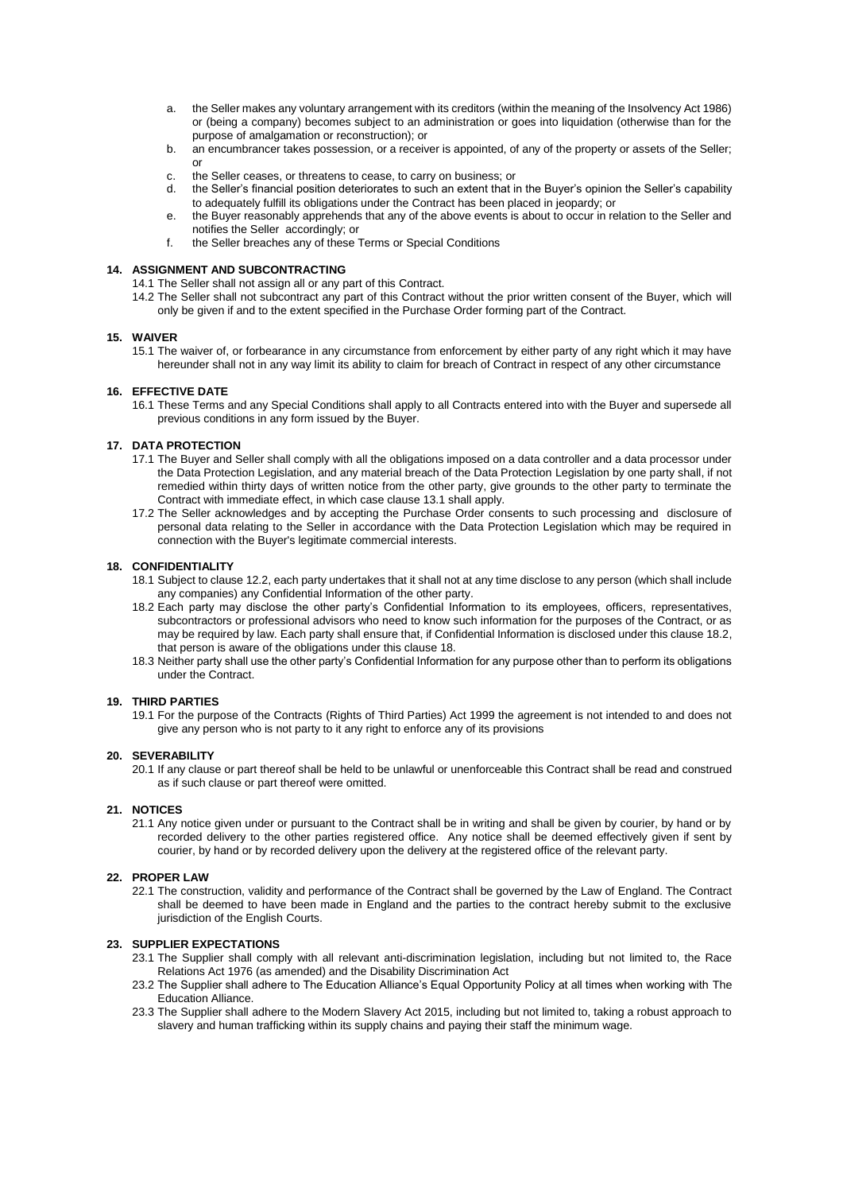a. the Seller makes any voluntary arrangement with its creditors (within the meaning of the Insolvency Act 1986) or (being a company) becomes subject to an administration or goes into liquidation (otherwise than for the purpose of amalgamation or reconstruction); or
b. an encumbrancer takes possession, or a receiver is appointed, of any of the property or assets of the Seller; or
c. the Seller ceases, or threatens to cease, to carry on business; or
d. the Seller's financial position deteriorates to such an extent that in the Buyer's opinion the Seller's capability to adequately fulfill its obligations under the Contract has been placed in jeopardy; or
e. the Buyer reasonably apprehends that any of the above events is about to occur in relation to the Seller and notifies the Seller accordingly; or
f. the Seller breaches any of these Terms or Special Conditions

## 14. ASSIGNMENT AND SUBCONTRACTING

14.1 The Seller shall not assign all or any part of this Contract.

14.2 The Seller shall not subcontract any part of this Contract without the prior written consent of the Buyer, which will only be given if and to the extent specified in the Purchase Order forming part of the Contract.

## 15. WAIVER

15.1 The waiver of, or forbearance in any circumstance from enforcement by either party of any right which it may have hereunder shall not in any way limit its ability to claim for breach of Contract in respect of any other circumstance

## 16. EFFECTIVE DATE

16.1 These Terms and any Special Conditions shall apply to all Contracts entered into with the Buyer and supersede all previous conditions in any form issued by the Buyer.

## 17. DATA PROTECTION

17.1 The Buyer and Seller shall comply with all the obligations imposed on a data controller and a data processor under the Data Protection Legislation, and any material breach of the Data Protection Legislation by one party shall, if not remedied within thirty days of written notice from the other party, give grounds to the other party to terminate the Contract with immediate effect, in which case clause 13.1 shall apply.

17.2 The Seller acknowledges and by accepting the Purchase Order consents to such processing and disclosure of personal data relating to the Seller in accordance with the Data Protection Legislation which may be required in connection with the Buyer's legitimate commercial interests.

## 18. CONFIDENTIALITY

18.1 Subject to clause 12.2, each party undertakes that it shall not at any time disclose to any person (which shall include any companies) any Confidential Information of the other party.

18.2 Each party may disclose the other party's Confidential Information to its employees, officers, representatives, subcontractors or professional advisors who need to know such information for the purposes of the Contract, or as may be required by law. Each party shall ensure that, if Confidential Information is disclosed under this clause 18.2, that person is aware of the obligations under this clause 18.

18.3 Neither party shall use the other party's Confidential Information for any purpose other than to perform its obligations under the Contract.

## 19. THIRD PARTIES

19.1 For the purpose of the Contracts (Rights of Third Parties) Act 1999 the agreement is not intended to and does not give any person who is not party to it any right to enforce any of its provisions

## 20. SEVERABILITY

20.1 If any clause or part thereof shall be held to be unlawful or unenforceable this Contract shall be read and construed as if such clause or part thereof were omitted.

## 21. NOTICES

21.1 Any notice given under or pursuant to the Contract shall be in writing and shall be given by courier, by hand or by recorded delivery to the other parties registered office. Any notice shall be deemed effectively given if sent by courier, by hand or by recorded delivery upon the delivery at the registered office of the relevant party.

## 22. PROPER LAW

22.1 The construction, validity and performance of the Contract shall be governed by the Law of England. The Contract shall be deemed to have been made in England and the parties to the contract hereby submit to the exclusive jurisdiction of the English Courts.

## 23. SUPPLIER EXPECTATIONS

23.1 The Supplier shall comply with all relevant anti-discrimination legislation, including but not limited to, the Race Relations Act 1976 (as amended) and the Disability Discrimination Act

23.2 The Supplier shall adhere to The Education Alliance's Equal Opportunity Policy at all times when working with The Education Alliance.

23.3 The Supplier shall adhere to the Modern Slavery Act 2015, including but not limited to, taking a robust approach to slavery and human trafficking within its supply chains and paying their staff the minimum wage.